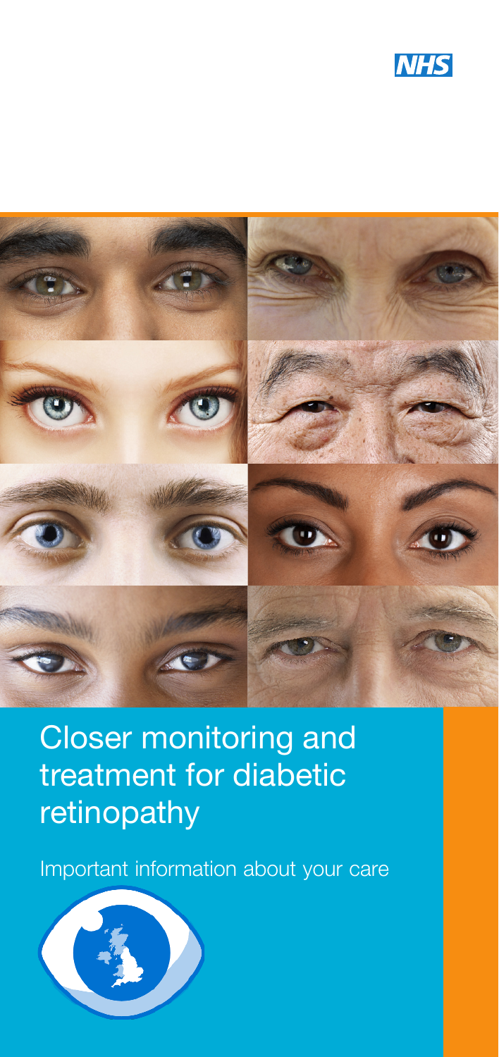NHS

# Closer monitoring and treatment for diabetic retinopathy

Important information about your care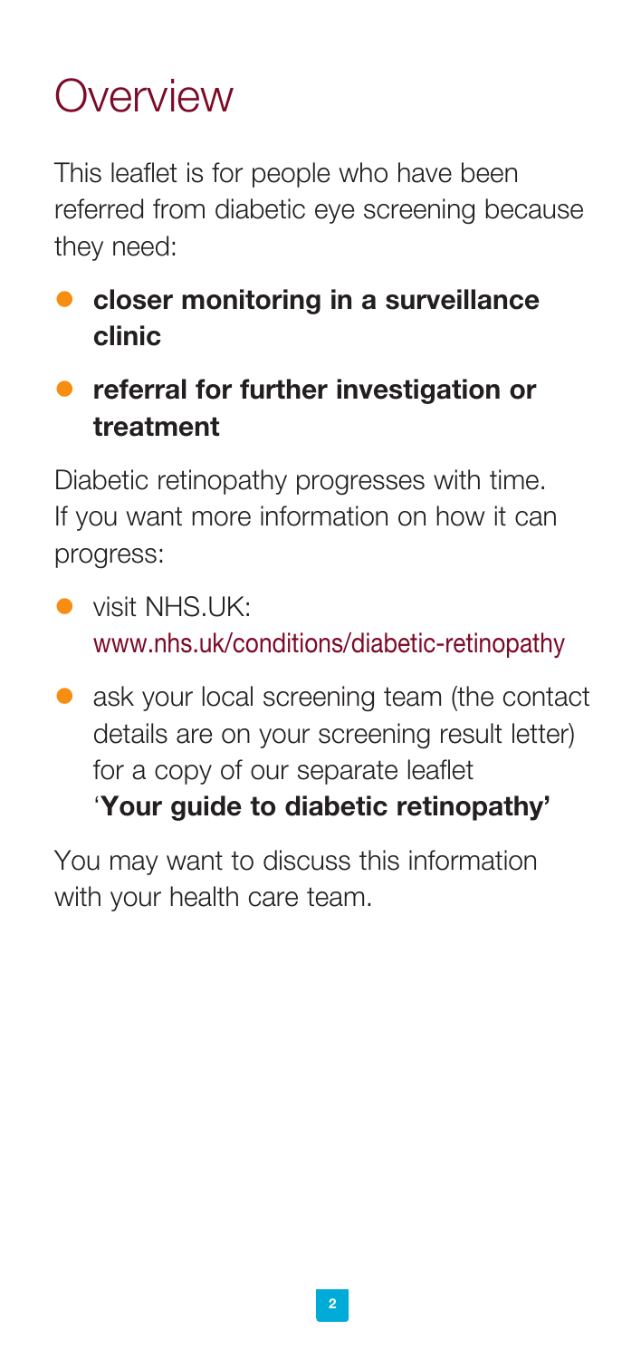# Overview

This leaflet is for people who have been referred from diabetic eye screening because they need:

- **closer monitoring in a surveillance clinic**
- **referral for further investigation or treatment**

Diabetic retinopathy progresses with time. If you want more information on how it can progress:

- visit NHS.UK: www.nhs.uk/conditions/diabetic-retinopathy
- ask your local screening team (the contact details are on your screening result letter) for a copy of our separate leaflet '**Your guide to diabetic retinopathy'**

You may want to discuss this information with your health care team.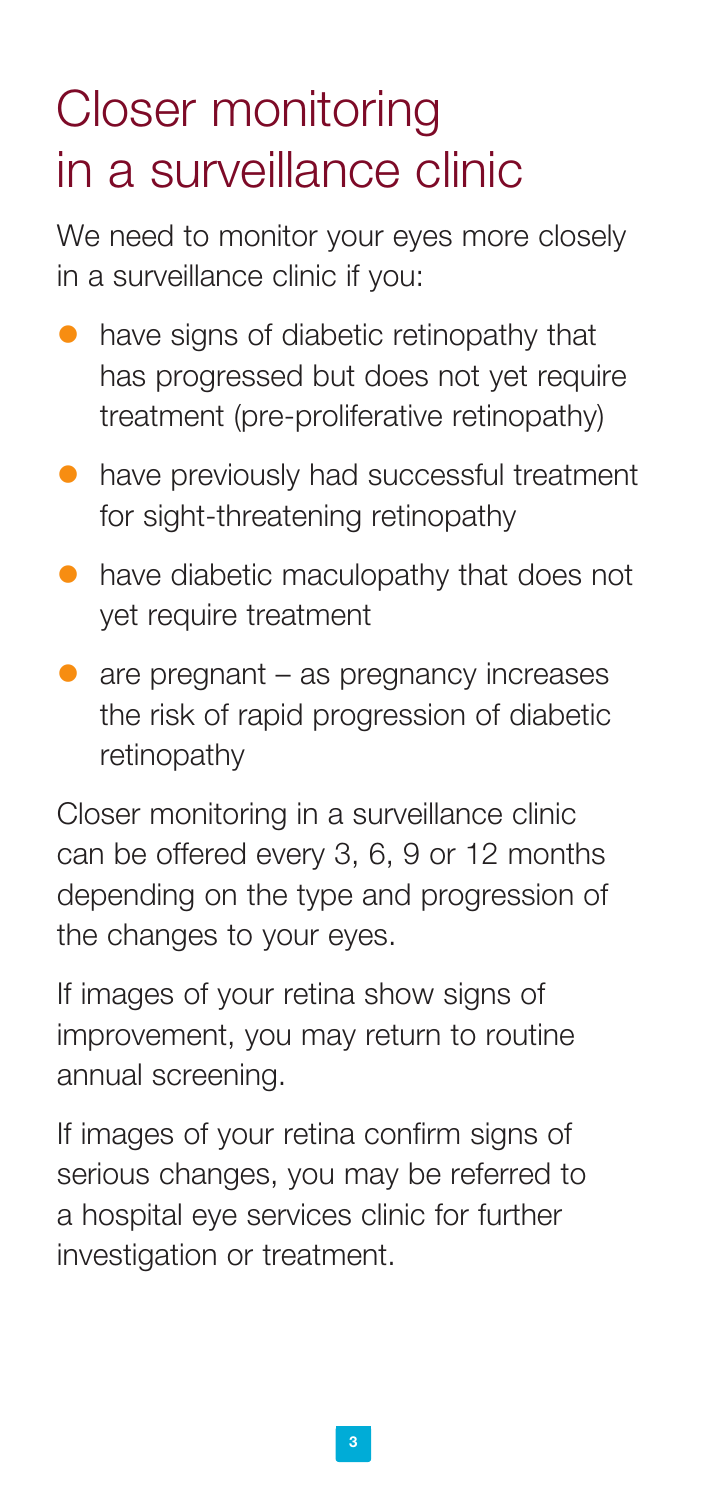# Closer monitoring in a surveillance clinic

We need to monitor your eyes more closely in a surveillance clinic if you:

- have signs of diabetic retinopathy that has progressed but does not yet require treatment (pre-proliferative retinopathy)
- have previously had successful treatment for sight-threatening retinopathy
- have diabetic maculopathy that does not yet require treatment
- are pregnant – as pregnancy increases the risk of rapid progression of diabetic retinopathy

Closer monitoring in a surveillance clinic can be offered every 3, 6, 9 or 12 months depending on the type and progression of the changes to your eyes.

If images of your retina show signs of improvement, you may return to routine annual screening.

If images of your retina confirm signs of serious changes, you may be referred to a hospital eye services clinic for further investigation or treatment.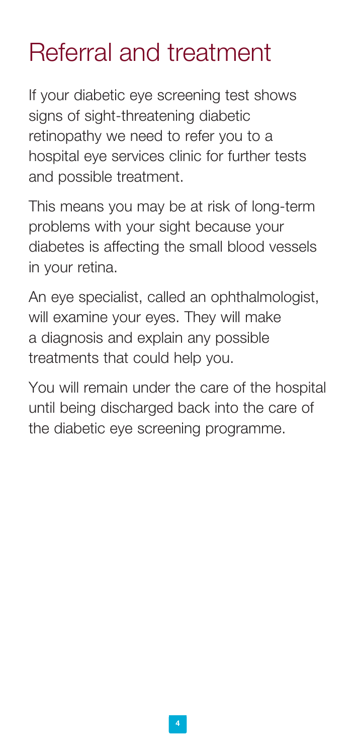# Referral and treatment

If your diabetic eye screening test shows signs of sight-threatening diabetic retinopathy we need to refer you to a hospital eye services clinic for further tests and possible treatment.

This means you may be at risk of long-term problems with your sight because your diabetes is affecting the small blood vessels in your retina.

An eye specialist, called an ophthalmologist, will examine your eyes. They will make a diagnosis and explain any possible treatments that could help you.

You will remain under the care of the hospital until being discharged back into the care of the diabetic eye screening programme.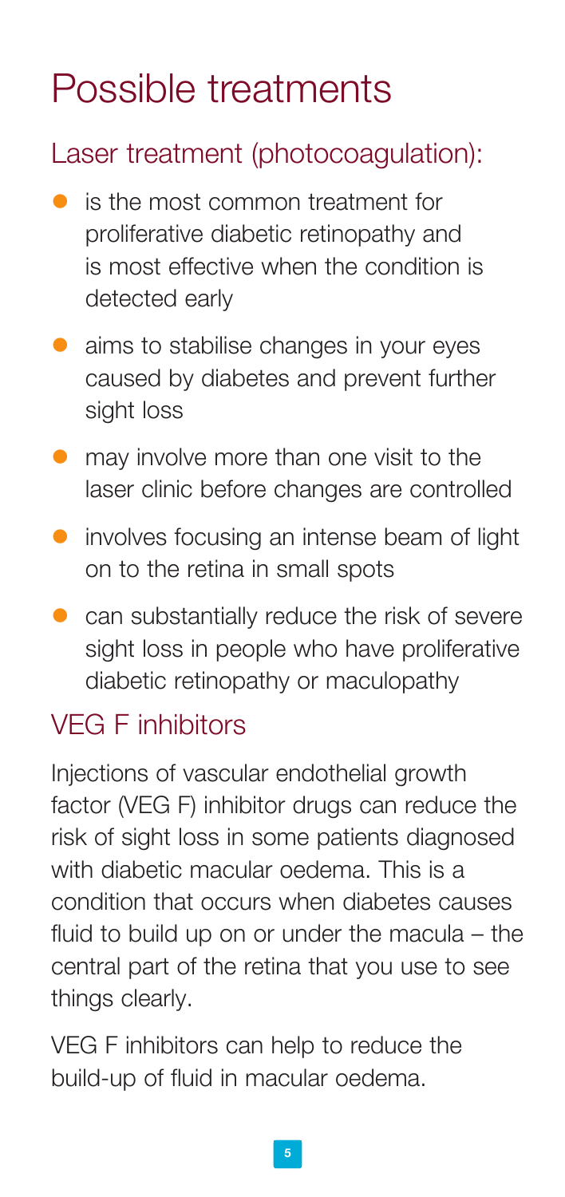# Possible treatments

## Laser treatment (photocoagulation):

- is the most common treatment for proliferative diabetic retinopathy and is most effective when the condition is detected early
- aims to stabilise changes in your eyes caused by diabetes and prevent further sight loss
- may involve more than one visit to the laser clinic before changes are controlled
- involves focusing an intense beam of light on to the retina in small spots
- can substantially reduce the risk of severe sight loss in people who have proliferative diabetic retinopathy or maculopathy

## VEG F inhibitors

Injections of vascular endothelial growth factor (VEG F) inhibitor drugs can reduce the risk of sight loss in some patients diagnosed with diabetic macular oedema. This is a condition that occurs when diabetes causes fluid to build up on or under the macula – the central part of the retina that you use to see things clearly.

VEG F inhibitors can help to reduce the build-up of fluid in macular oedema.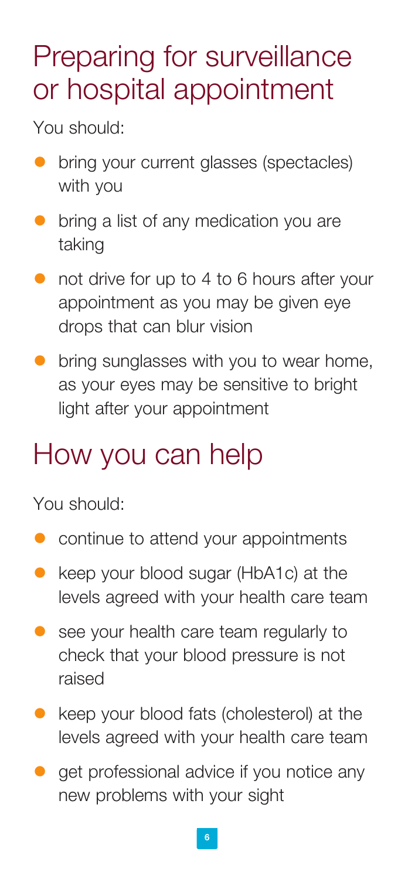## Preparing for surveillance or hospital appointment

You should:

- bring your current glasses (spectacles) with you
- bring a list of any medication you are taking
- not drive for up to 4 to 6 hours after your appointment as you may be given eye drops that can blur vision
- bring sunglasses with you to wear home, as your eyes may be sensitive to bright light after your appointment

## How you can help

You should:

- continue to attend your appointments
- keep your blood sugar (HbA1c) at the levels agreed with your health care team
- see your health care team regularly to check that your blood pressure is not raised
- keep your blood fats (cholesterol) at the levels agreed with your health care team
- get professional advice if you notice any new problems with your sight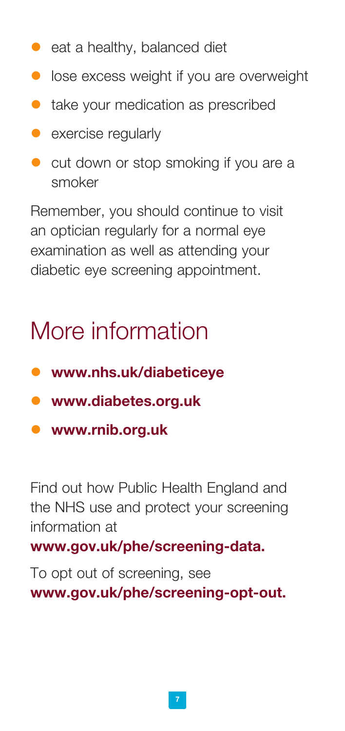- eat a healthy, balanced diet
- lose excess weight if you are overweight
- take your medication as prescribed
- exercise regularly
- cut down or stop smoking if you are a smoker

Remember, you should continue to visit an optician regularly for a normal eye examination as well as attending your diabetic eye screening appointment.

# More information

- **www.nhs.uk/diabeticeye**
- **www.diabetes.org.uk**
- **www.rnib.org.uk**

Find out how Public Health England and the NHS use and protect your screening information at **www.gov.uk/phe/screening-data.**

To opt out of screening, see **www.gov.uk/phe/screening-opt-out.**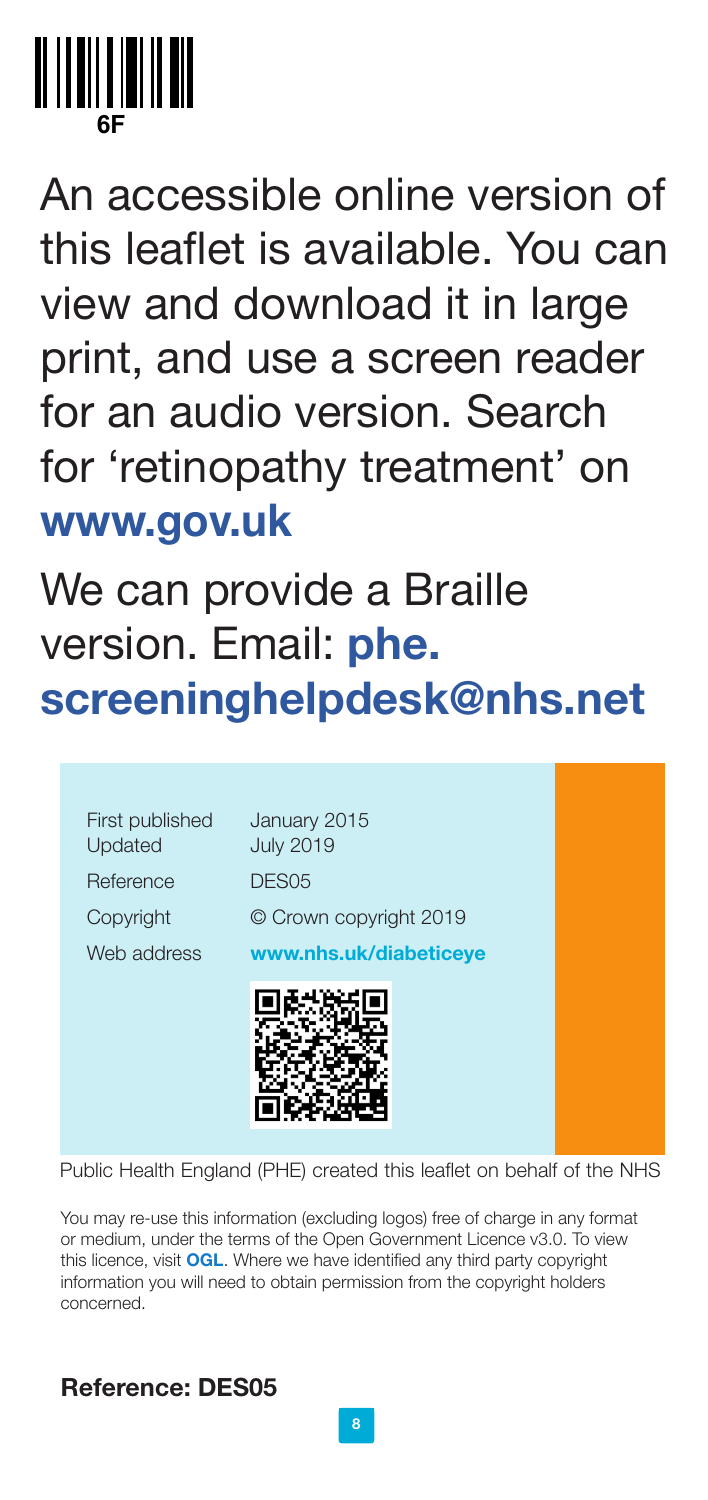6F

An accessible online version of this leaflet is available. You can view and download it in large print, and use a screen reader for an audio version. Search for 'retinopathy treatment' on **www.gov.uk**

We can provide a Braille version. Email: **phe.screeninghelpdesk@nhs.net**

| | |
|---|---|
| First published | January 2015 |
| Updated | July 2019 |
| Reference | DES05 |
| Copyright | © Crown copyright 2019 |
| Web address | **www.nhs.uk/diabeticeye** |

Public Health England (PHE) created this leaflet on behalf of the NHS

You may re-use this information (excluding logos) free of charge in any format or medium, under the terms of the Open Government Licence v3.0. To view this licence, visit **OGL**. Where we have identified any third party copyright information you will need to obtain permission from the copyright holders concerned.

**Reference: DES05**